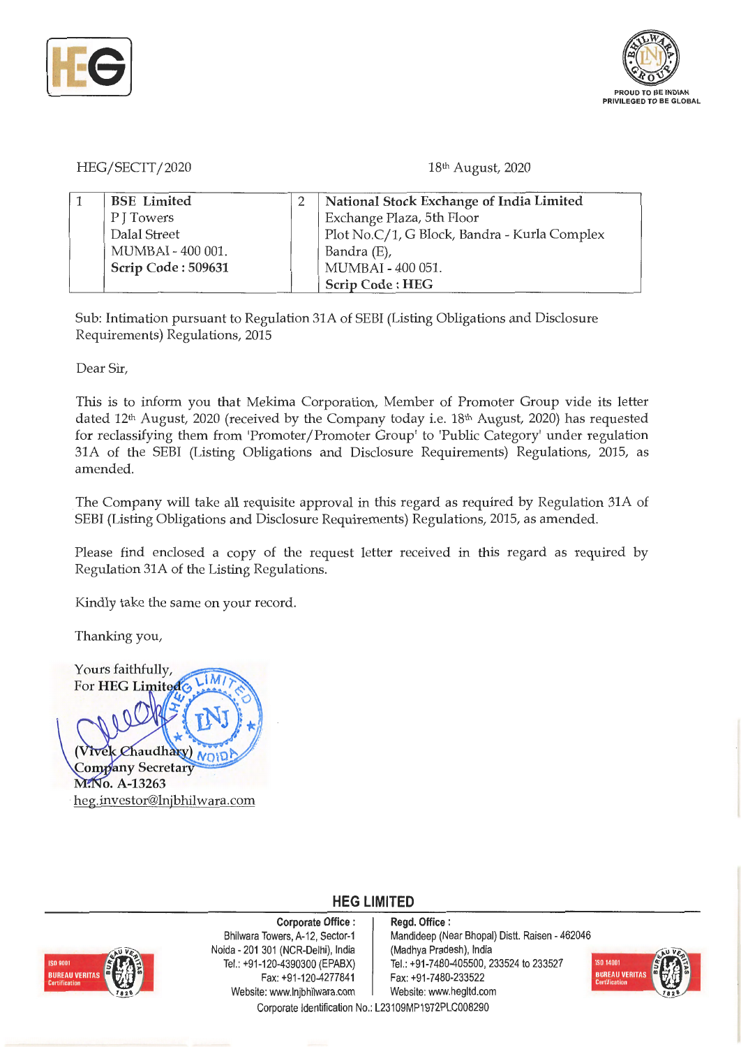HEG/SECTT/2020

18th August, 2020

| 1 | **BSE Limited**<br>P J Towers<br>Dalal Street<br>MUMBAI - 400 001.<br>**Scrip Code : 509631** | 2 | **National Stock Exchange of India Limited**<br>Exchange Plaza, 5th Floor<br>Plot No.C/1, G Block, Bandra - Kurla Complex<br>Bandra (E),<br>MUMBAI - 400 051.<br>**Scrip Code : HEG** |
|---|---|---|---|

Sub: Intimation pursuant to Regulation 31A of SEBI (Listing Obligations and Disclosure Requirements) Regulations, 2015

Dear Sir,

This is to inform you that Mekima Corporation, Member of Promoter Group vide its letter dated 12th August, 2020 (received by the Company today i.e. 18th August, 2020) has requested for reclassifying them from 'Promoter/Promoter Group' to 'Public Category' under regulation 31A of the SEBI (Listing Obligations and Disclosure Requirements) Regulations, 2015, as amended.

The Company will take all requisite approval in this regard as required by Regulation 31A of SEBI (Listing Obligations and Disclosure Requirements) Regulations, 2015, as amended.

Please find enclosed a copy of the request letter received in this regard as required by Regulation 31A of the Listing Regulations.

Kindly take the same on your record.

Thanking you,

Yours faithfully,
For **HEG Limited**

**(Vivek Chaudhary)**
**Company Secretary**
**M.No. A-13263**
heg.investor@lnjbhilwara.com

**HEG LIMITED**

**Corporate Office :**
Bhilwara Towers, A-12, Sector-1
Noida - 201 301 (NCR-Delhi), India
Tel.: +91-120-4390300 (EPABX)
Fax: +91-120-4277841
Website: www.lnjbhilwara.com

**Regd. Office :**
Mandideep (Near Bhopal) Distt. Raisen - 462046
(Madhya Pradesh), India
Tel.: +91-7480-405500, 233524 to 233527
Fax: +91-7480-233522
Website: www.hegltd.com

Corporate Identification No.: L23109MP1972PLC008290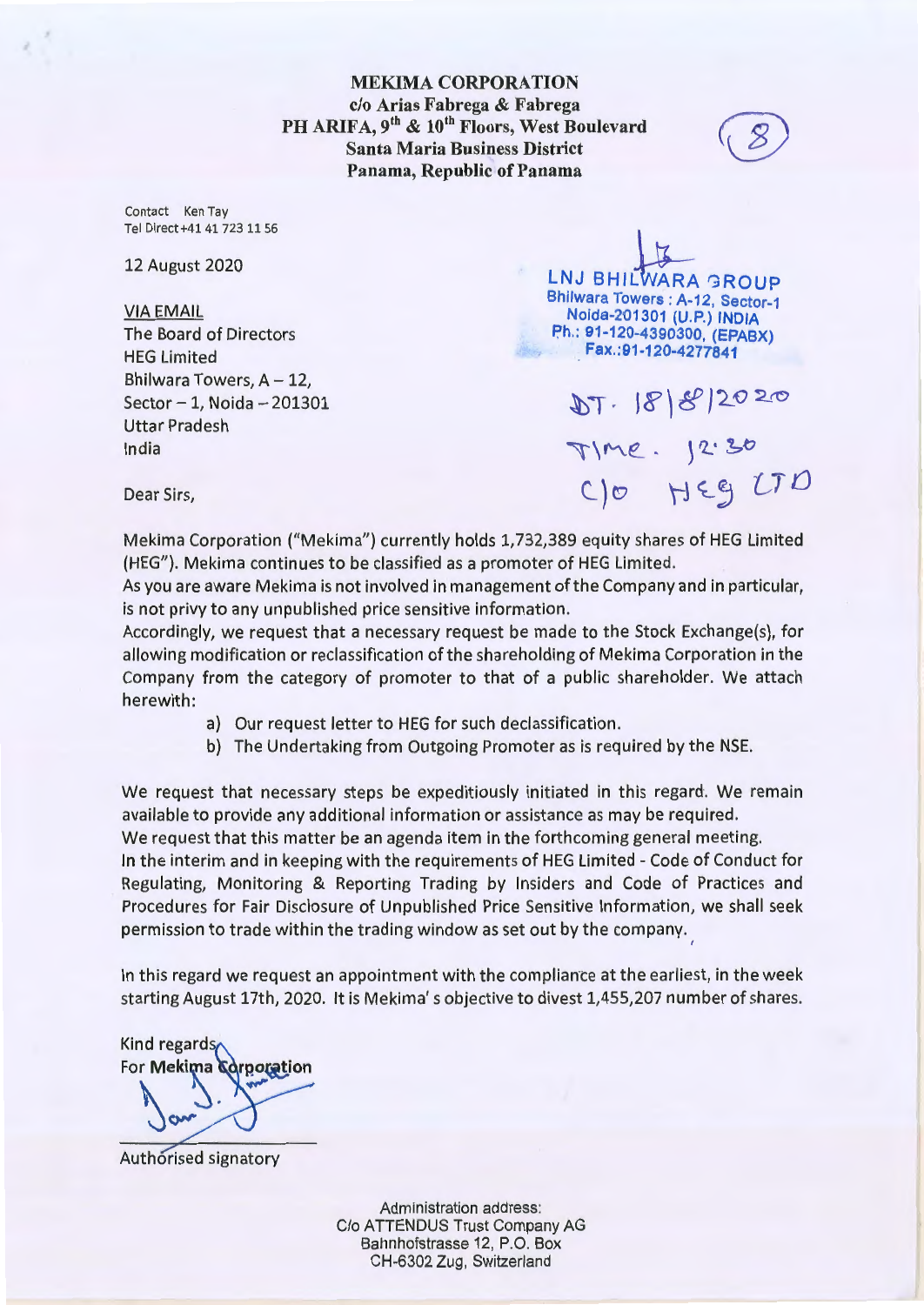**MEKIMA CORPORATION**
**c/o Arias Fabrega & Fabrega**
**PH ARIFA, 9th & 10th Floors, West Boulevard**
**Santa Maria Business District**
**Panama, Republic of Panama**

(8)

Contact Ken Tay
Tel Direct +41 41 723 11 56

12 August 2020

LNJ BHILWARA GROUP
Bhilwara Towers : A-12, Sector-1
Noida-201301 (U.P.) INDIA
Ph.: 91-120-4390300, (EPABX)
Fax.:91-120-4277841

DT. 18/8/2020
Time. 12:30
C/o HEG LTD

VIA EMAIL
The Board of Directors
HEG Limited
Bhilwara Towers, A – 12,
Sector – 1, Noida – 201301
Uttar Pradesh
India

Dear Sirs,

Mekima Corporation ("Mekima") currently holds 1,732,389 equity shares of HEG Limited (HEG"). Mekima continues to be classified as a promoter of HEG Limited.

As you are aware Mekima is not involved in management of the Company and in particular, is not privy to any unpublished price sensitive information.

Accordingly, we request that a necessary request be made to the Stock Exchange(s), for allowing modification or reclassification of the shareholding of Mekima Corporation in the Company from the category of promoter to that of a public shareholder. We attach herewith:

a) Our request letter to HEG for such declassification.
b) The Undertaking from Outgoing Promoter as is required by the NSE.

We request that necessary steps be expeditiously initiated in this regard. We remain available to provide any additional information or assistance as may be required.

We request that this matter be an agenda item in the forthcoming general meeting.

In the interim and in keeping with the requirements of HEG Limited - Code of Conduct for Regulating, Monitoring & Reporting Trading by Insiders and Code of Practices and Procedures for Fair Disclosure of Unpublished Price Sensitive Information, we shall seek permission to trade within the trading window as set out by the company.

In this regard we request an appointment with the compliance at the earliest, in the week starting August 17th, 2020. It is Mekima' s objective to divest 1,455,207 number of shares.

Kind regards
For **Mekima Corporation**

Authorised signatory

Administration address:
C/o ATTENDUS Trust Company AG
Bahnhofstrasse 12, P.O. Box
CH-6302 Zug, Switzerland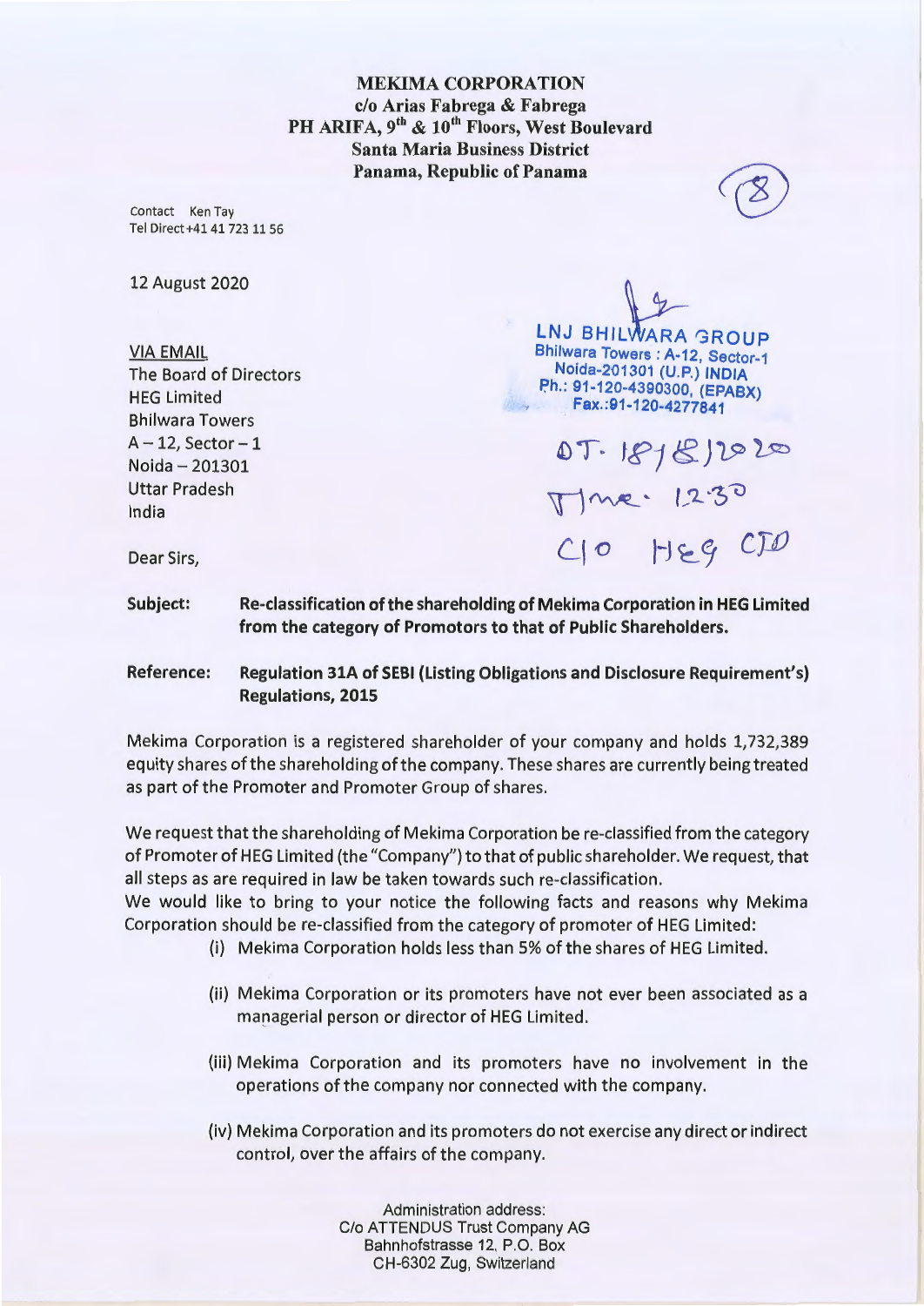**MEKIMA CORPORATION**
**c/o Arias Fabrega & Fabrega**
**PH ARIFA, 9th & 10th Floors, West Boulevard**
**Santa Maria Business District**
**Panama, Republic of Panama**

(8)

Contact Ken Tay
Tel Direct +41 41 723 11 56

12 August 2020

LNJ BHILWARA GROUP
Bhilwara Towers : A-12, Sector-1
Noida-201301 (U.P.) INDIA
Ph.: 91-120-4390300, (EPABX)
Fax.:91-120-4277841

DT. 18/8/2020
Time. 12:30
C/o HEG CFO

VIA EMAIL
The Board of Directors
HEG Limited
Bhilwara Towers
A – 12, Sector – 1
Noida – 201301
Uttar Pradesh
India

Dear Sirs,

**Subject: Re-classification of the shareholding of Mekima Corporation in HEG Limited from the category of Promotors to that of Public Shareholders.**

**Reference: Regulation 31A of SEBI (Listing Obligations and Disclosure Requirement's) Regulations, 2015**

Mekima Corporation is a registered shareholder of your company and holds 1,732,389 equity shares of the shareholding of the company. These shares are currently being treated as part of the Promoter and Promoter Group of shares.

We request that the shareholding of Mekima Corporation be re-classified from the category of Promoter of HEG Limited (the "Company") to that of public shareholder. We request, that all steps as are required in law be taken towards such re-classification.

We would like to bring to your notice the following facts and reasons why Mekima Corporation should be re-classified from the category of promoter of HEG Limited:

(i) Mekima Corporation holds less than 5% of the shares of HEG Limited.

(ii) Mekima Corporation or its promoters have not ever been associated as a managerial person or director of HEG Limited.

(iii) Mekima Corporation and its promoters have no involvement in the operations of the company nor connected with the company.

(iv) Mekima Corporation and its promoters do not exercise any direct or indirect control, over the affairs of the company.

Administration address:
C/o ATTENDUS Trust Company AG
Bahnhofstrasse 12, P.O. Box
CH-6302 Zug, Switzerland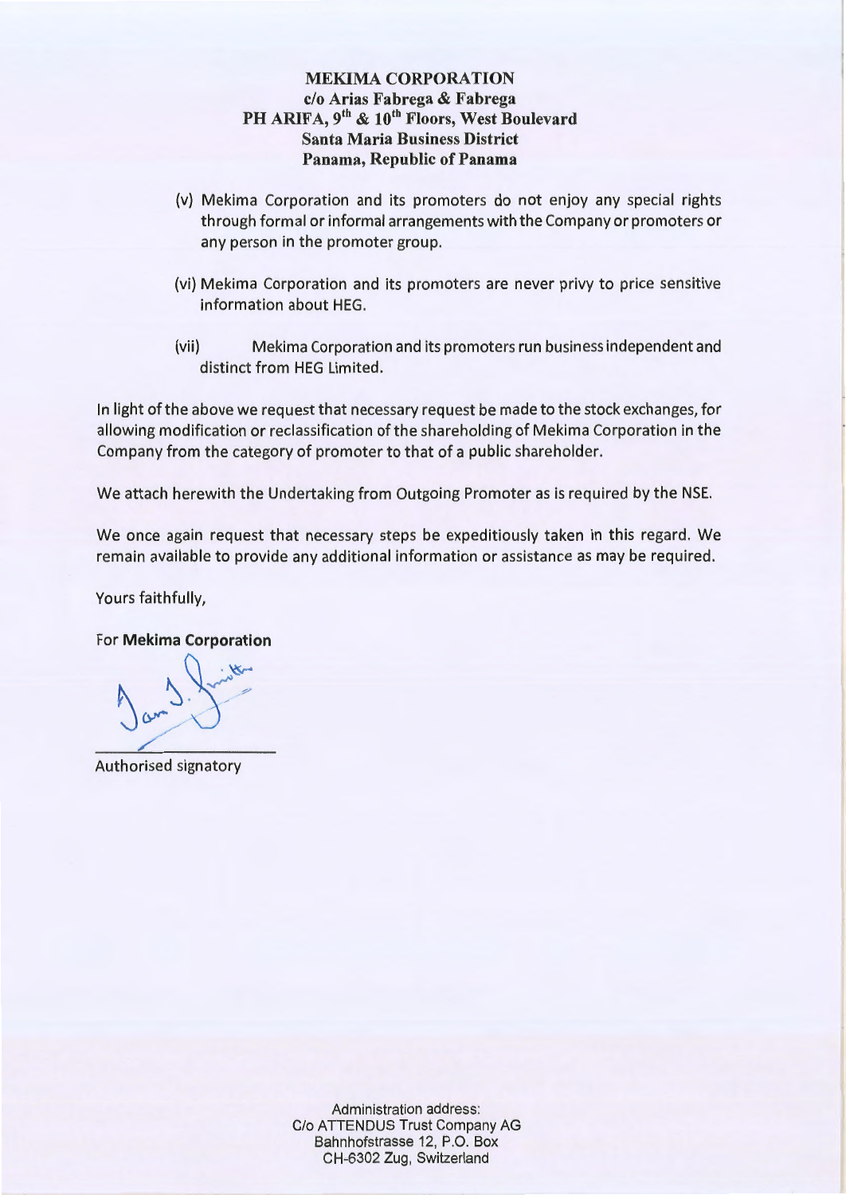**MEKIMA CORPORATION**
**c/o Arias Fabrega & Fabrega**
**PH ARIFA, 9th & 10th Floors, West Boulevard**
**Santa Maria Business District**
**Panama, Republic of Panama**

(v) Mekima Corporation and its promoters do not enjoy any special rights through formal or informal arrangements with the Company or promoters or any person in the promoter group.

(vi) Mekima Corporation and its promoters are never privy to price sensitive information about HEG.

(vii) Mekima Corporation and its promoters run business independent and distinct from HEG Limited.

In light of the above we request that necessary request be made to the stock exchanges, for allowing modification or reclassification of the shareholding of Mekima Corporation in the Company from the category of promoter to that of a public shareholder.

We attach herewith the Undertaking from Outgoing Promoter as is required by the NSE.

We once again request that necessary steps be expeditiously taken in this regard. We remain available to provide any additional information or assistance as may be required.

Yours faithfully,

For **Mekima Corporation**

Authorised signatory

Administration address:
C/o ATTENDUS Trust Company AG
Bahnhofstrasse 12, P.O. Box
CH-6302 Zug, Switzerland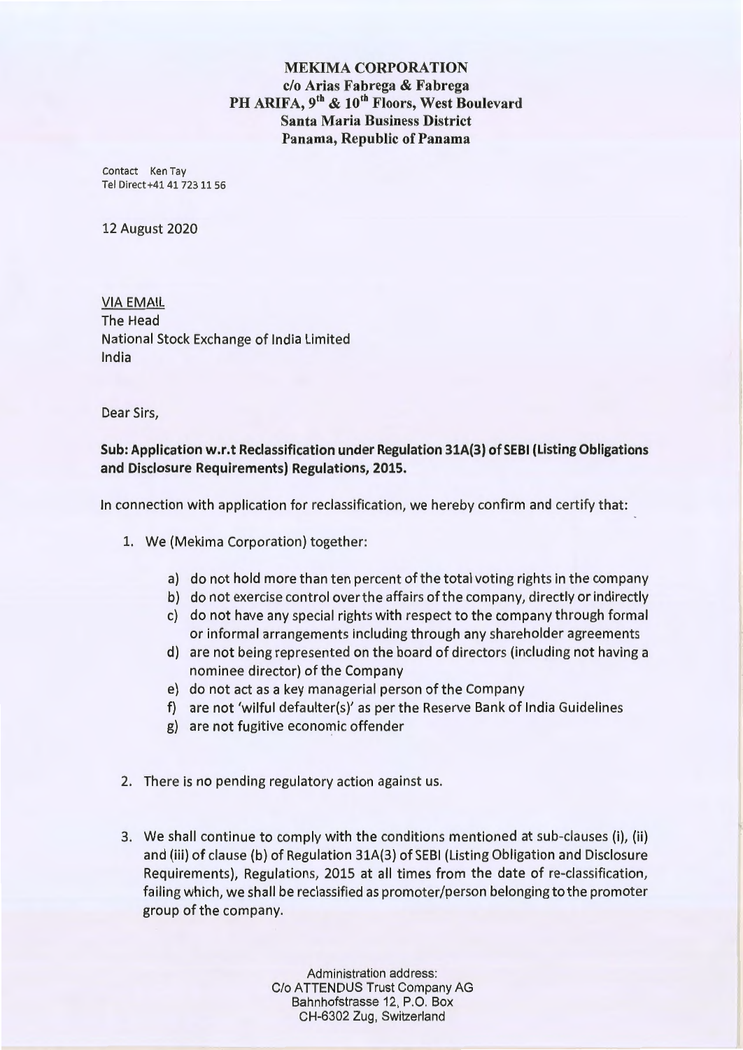**MEKIMA CORPORATION**
**c/o Arias Fabrega & Fabrega**
**PH ARIFA, 9th & 10th Floors, West Boulevard**
**Santa Maria Business District**
**Panama, Republic of Panama**

Contact Ken Tay
Tel Direct +41 41 723 11 56

12 August 2020

VIA EMAIL
The Head
National Stock Exchange of India Limited
India

Dear Sirs,

**Sub: Application w.r.t Reclassification under Regulation 31A(3) of SEBI (Listing Obligations and Disclosure Requirements) Regulations, 2015.**

In connection with application for reclassification, we hereby confirm and certify that:

1. We (Mekima Corporation) together:

   a) do not hold more than ten percent of the total voting rights in the company
   
   b) do not exercise control over the affairs of the company, directly or indirectly
   
   c) do not have any special rights with respect to the company through formal or informal arrangements including through any shareholder agreements
   
   d) are not being represented on the board of directors (including not having a nominee director) of the Company
   
   e) do not act as a key managerial person of the Company
   
   f) are not 'wilful defaulter(s)' as per the Reserve Bank of India Guidelines
   
   g) are not fugitive economic offender

2. There is no pending regulatory action against us.

3. We shall continue to comply with the conditions mentioned at sub-clauses (i), (ii) and (iii) of clause (b) of Regulation 31A(3) of SEBI (Listing Obligation and Disclosure Requirements), Regulations, 2015 at all times from the date of re-classification, failing which, we shall be reclassified as promoter/person belonging to the promoter group of the company.

Administration address:
C/o ATTENDUS Trust Company AG
Bahnhofstrasse 12, P.O. Box
CH-6302 Zug, Switzerland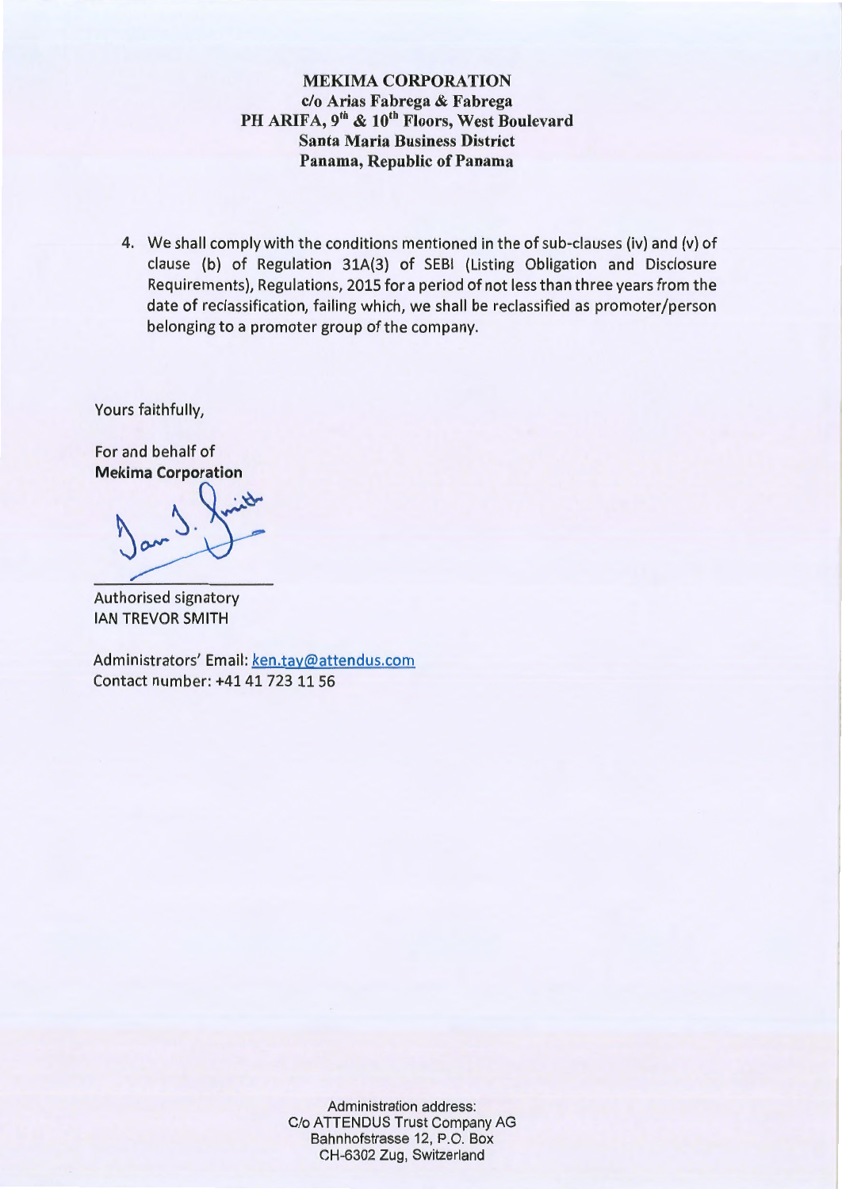**MEKIMA CORPORATION**
**c/o Arias Fabrega & Fabrega**
**PH ARIFA, 9th & 10th Floors, West Boulevard**
**Santa Maria Business District**
**Panama, Republic of Panama**

4. We shall comply with the conditions mentioned in the of sub-clauses (iv) and (v) of clause (b) of Regulation 31A(3) of SEBI (Listing Obligation and Disclosure Requirements), Regulations, 2015 for a period of not less than three years from the date of reclassification, failing which, we shall be reclassified as promoter/person belonging to a promoter group of the company.

Yours faithfully,

For and behalf of
**Mekima Corporation**

Authorised signatory
IAN TREVOR SMITH

Administrators' Email: ken.tay@attendus.com
Contact number: +41 41 723 11 56

Administration address:
C/o ATTENDUS Trust Company AG
Bahnhofstrasse 12, P.O. Box
CH-6302 Zug, Switzerland